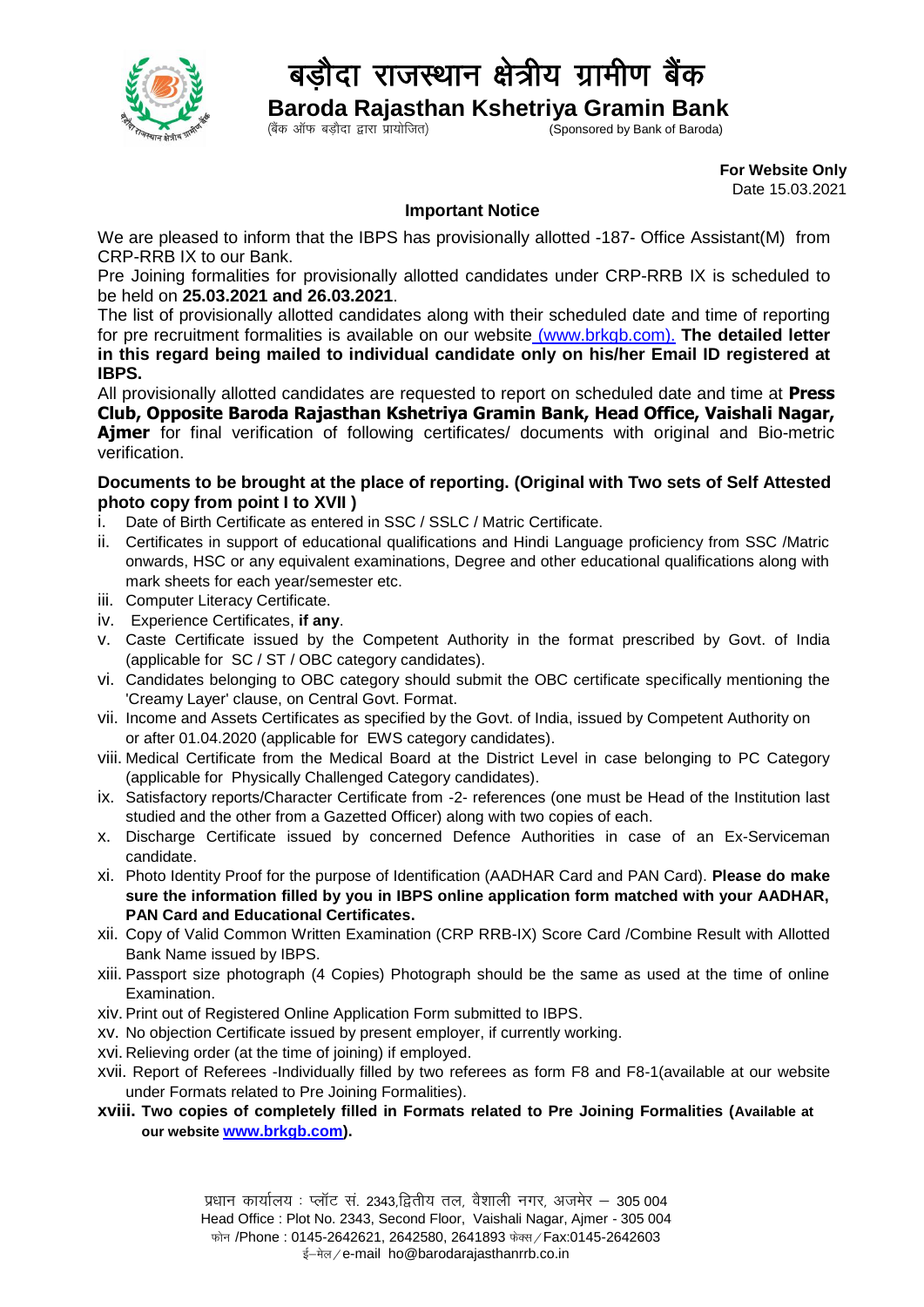# बड़ौदा राजस्थान क्षेत्रीय ग्रामीण बैंक

## Baroda Rajasthan Kshetriya Gramin Bank

(बैंक ऑफ बड़ौदा द्वारा प्रायोजित) (Sponsored by Bank of Baroda)

**For Website Only**
Date 15.03.2021

### Important Notice

We are pleased to inform that the IBPS has provisionally allotted -187- Office Assistant(M) from CRP-RRB IX to our Bank.

Pre Joining formalities for provisionally allotted candidates under CRP-RRB IX is scheduled to be held on **25.03.2021 and 26.03.2021**.

The list of provisionally allotted candidates along with their scheduled date and time of reporting for pre recruitment formalities is available on our website (www.brkgb.com). **The detailed letter in this regard being mailed to individual candidate only on his/her Email ID registered at IBPS.**

All provisionally allotted candidates are requested to report on scheduled date and time at **Press Club, Opposite Baroda Rajasthan Kshetriya Gramin Bank, Head Office, Vaishali Nagar, Ajmer** for final verification of following certificates/ documents with original and Bio-metric verification.

**Documents to be brought at the place of reporting. (Original with Two sets of Self Attested photo copy from point I to XVII )**

i. Date of Birth Certificate as entered in SSC / SSLC / Matric Certificate.
ii. Certificates in support of educational qualifications and Hindi Language proficiency from SSC /Matric onwards, HSC or any equivalent examinations, Degree and other educational qualifications along with mark sheets for each year/semester etc.
iii. Computer Literacy Certificate.
iv. Experience Certificates, **if any**.
v. Caste Certificate issued by the Competent Authority in the format prescribed by Govt. of India (applicable for SC / ST / OBC category candidates).
vi. Candidates belonging to OBC category should submit the OBC certificate specifically mentioning the 'Creamy Layer' clause, on Central Govt. Format.
vii. Income and Assets Certificates as specified by the Govt. of India, issued by Competent Authority on or after 01.04.2020 (applicable for EWS category candidates).
viii. Medical Certificate from the Medical Board at the District Level in case belonging to PC Category (applicable for Physically Challenged Category candidates).
ix. Satisfactory reports/Character Certificate from -2- references (one must be Head of the Institution last studied and the other from a Gazetted Officer) along with two copies of each.
x. Discharge Certificate issued by concerned Defence Authorities in case of an Ex-Serviceman candidate.
xi. Photo Identity Proof for the purpose of Identification (AADHAR Card and PAN Card). **Please do make sure the information filled by you in IBPS online application form matched with your AADHAR, PAN Card and Educational Certificates.**
xii. Copy of Valid Common Written Examination (CRP RRB-IX) Score Card /Combine Result with Allotted Bank Name issued by IBPS.
xiii. Passport size photograph (4 Copies) Photograph should be the same as used at the time of online Examination.
xiv. Print out of Registered Online Application Form submitted to IBPS.
xv. No objection Certificate issued by present employer, if currently working.
xvi. Relieving order (at the time of joining) if employed.
xvii. Report of Referees -Individually filled by two referees as form F8 and F8-1(available at our website under Formats related to Pre Joining Formalities).
**xviii. Two copies of completely filled in Formats related to Pre Joining Formalities (Available at our website www.brkgb.com).**

प्रधान कार्यालय : प्लॉट सं. 2343,द्वितीय तल, वैशाली नगर, अजमेर – 305 004
Head Office : Plot No. 2343, Second Floor, Vaishali Nagar, Ajmer - 305 004
फोन /Phone : 0145-2642621, 2642580, 2641893 फेक्स / Fax:0145-2642603
ई–मेल / e-mail ho@barodarajasthanrrb.co.in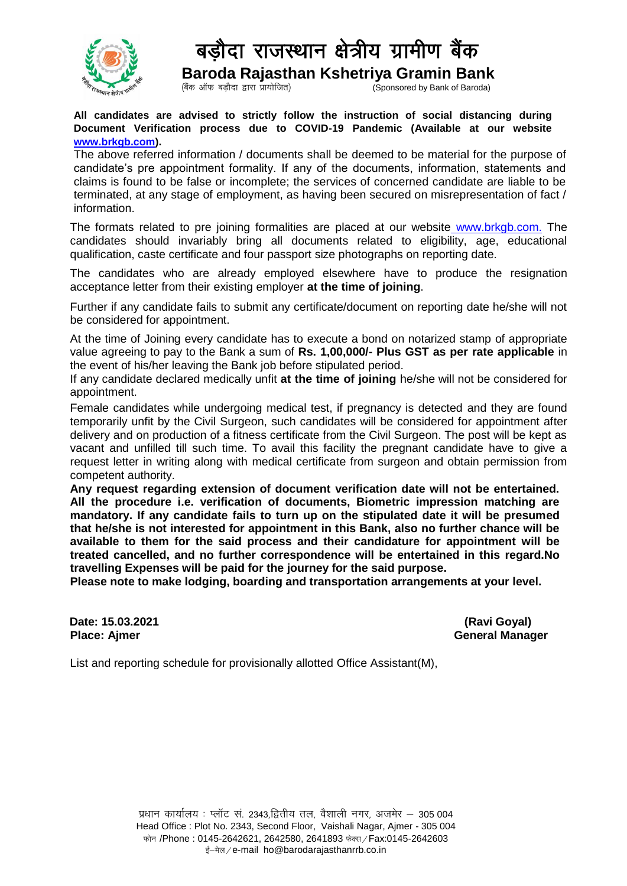# बड़ौदा राजस्थान क्षेत्रीय ग्रामीण बैंक

**Baroda Rajasthan Kshetriya Gramin Bank**

(बैंक ऑफ बड़ौदा द्वारा प्रायोजित) (Sponsored by Bank of Baroda)

**All candidates are advised to strictly follow the instruction of social distancing during Document Verification process due to COVID-19 Pandemic (Available at our website www.brkgb.com).**

The above referred information / documents shall be deemed to be material for the purpose of candidate's pre appointment formality. If any of the documents, information, statements and claims is found to be false or incomplete; the services of concerned candidate are liable to be terminated, at any stage of employment, as having been secured on misrepresentation of fact / information.

The formats related to pre joining formalities are placed at our website www.brkgb.com. The candidates should invariably bring all documents related to eligibility, age, educational qualification, caste certificate and four passport size photographs on reporting date.

The candidates who are already employed elsewhere have to produce the resignation acceptance letter from their existing employer **at the time of joining**.

Further if any candidate fails to submit any certificate/document on reporting date he/she will not be considered for appointment.

At the time of Joining every candidate has to execute a bond on notarized stamp of appropriate value agreeing to pay to the Bank a sum of **Rs. 1,00,000/- Plus GST as per rate applicable** in the event of his/her leaving the Bank job before stipulated period.

If any candidate declared medically unfit **at the time of joining** he/she will not be considered for appointment.

Female candidates while undergoing medical test, if pregnancy is detected and they are found temporarily unfit by the Civil Surgeon, such candidates will be considered for appointment after delivery and on production of a fitness certificate from the Civil Surgeon. The post will be kept as vacant and unfilled till such time. To avail this facility the pregnant candidate have to give a request letter in writing along with medical certificate from surgeon and obtain permission from competent authority.

**Any request regarding extension of document verification date will not be entertained. All the procedure i.e. verification of documents, Biometric impression matching are mandatory. If any candidate fails to turn up on the stipulated date it will be presumed that he/she is not interested for appointment in this Bank, also no further chance will be available to them for the said process and their candidature for appointment will be treated cancelled, and no further correspondence will be entertained in this regard.No travelling Expenses will be paid for the journey for the said purpose.**

**Please note to make lodging, boarding and transportation arrangements at your level.**

**Date: 15.03.2021**
**Place: Ajmer**

**(Ravi Goyal)**
**General Manager**

List and reporting schedule for provisionally allotted Office Assistant(M),

प्रधान कार्यालय : प्लॉट सं. 2343,द्वितीय तल, वैशाली नगर, अजमेर – 305 004
Head Office : Plot No. 2343, Second Floor, Vaishali Nagar, Ajmer - 305 004
फोन /Phone : 0145-2642621, 2642580, 2641893 फेक्स / Fax:0145-2642603
ई–मेल / e-mail ho@barodarajasthanrrb.co.in